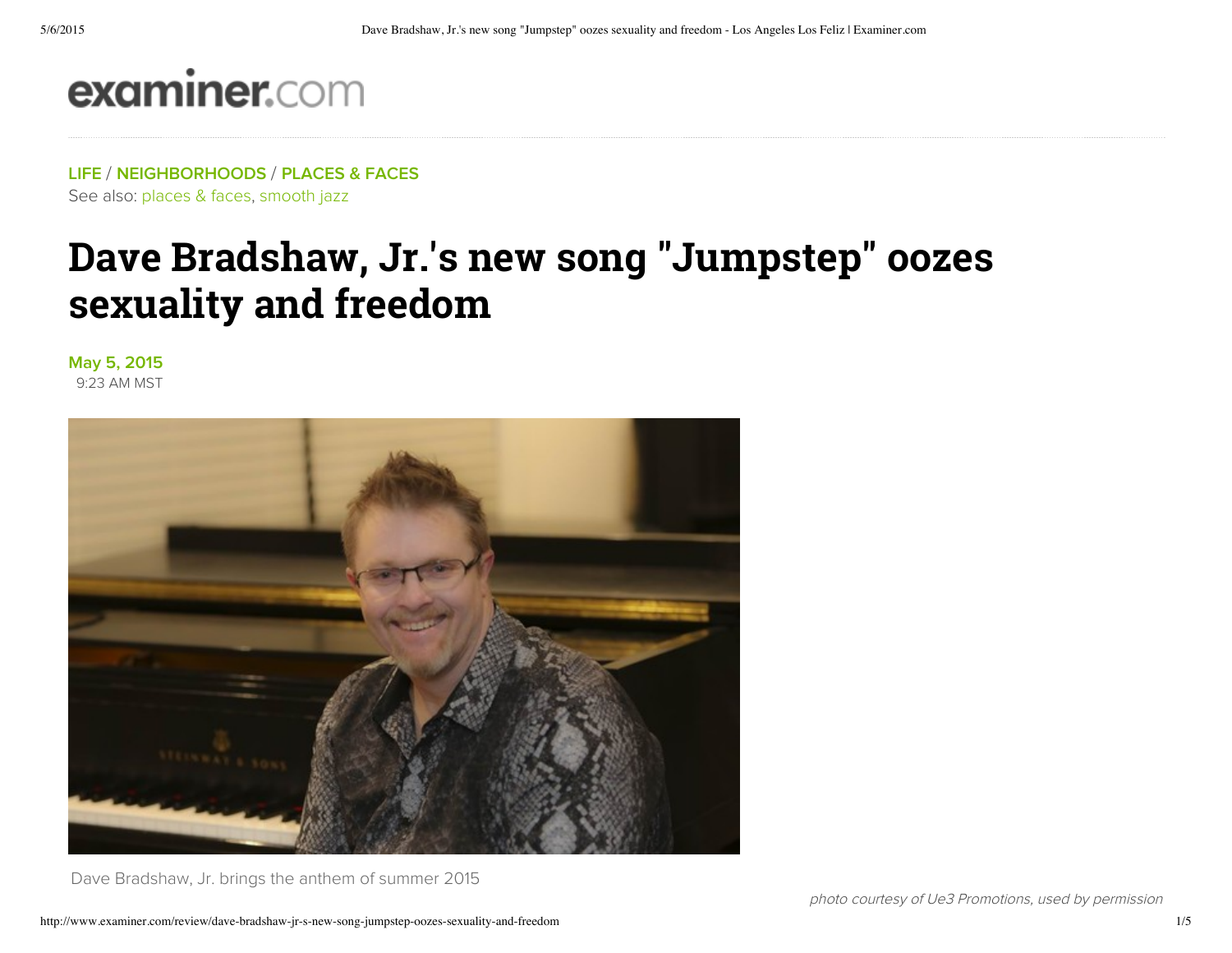examiner.com

**LIFE** / **NEIGHBORHOODS** / **PLACES & FACES**

See also: places & faces, smooth jazz

# Dave Bradshaw, Jr.'s new song "Jumpstep" oozes sexuality and freedom

**May 5, 2015**

9:23 AM MST

Dave Bradshaw, Jr. brings the anthem of summer 2015

*photo courtesy of Ue3 Promotions, used by permission*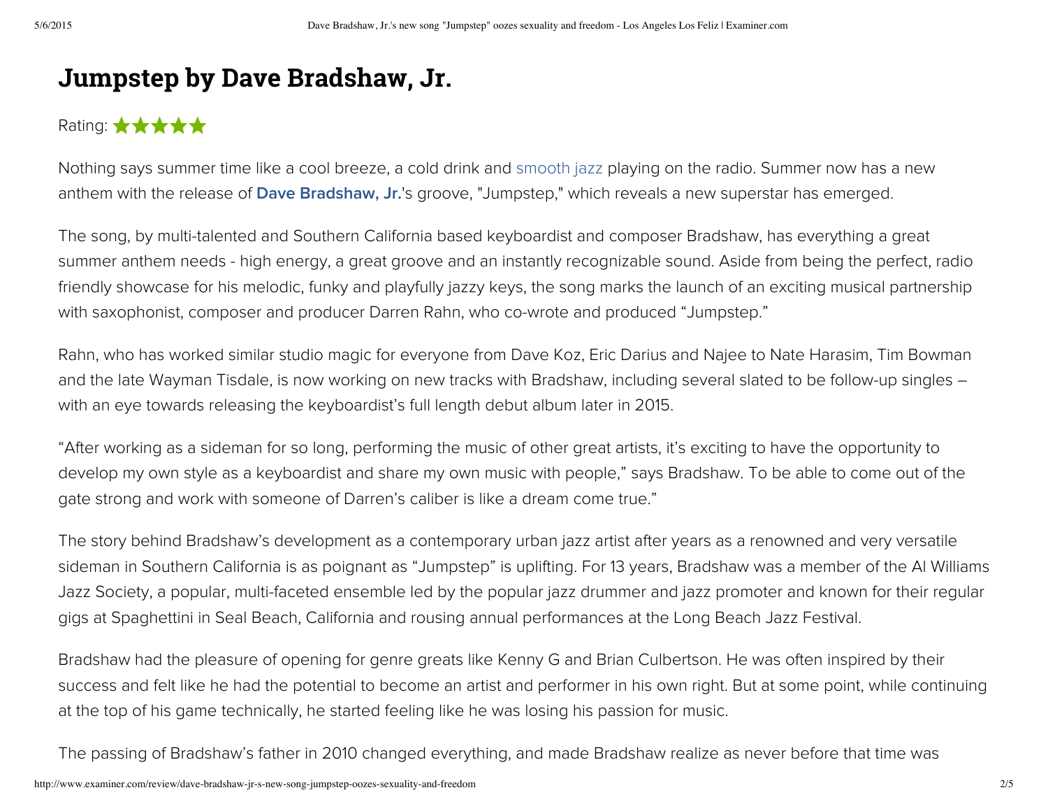# Jumpstep by Dave Bradshaw, Jr.

Rating: ★★★★★

Nothing says summer time like a cool breeze, a cold drink and smooth jazz playing on the radio. Summer now has a new anthem with the release of **Dave Bradshaw, Jr.**'s groove, "Jumpstep," which reveals a new superstar has emerged.

The song, by multi-talented and Southern California based keyboardist and composer Bradshaw, has everything a great summer anthem needs - high energy, a great groove and an instantly recognizable sound. Aside from being the perfect, radio friendly showcase for his melodic, funky and playfully jazzy keys, the song marks the launch of an exciting musical partnership with saxophonist, composer and producer Darren Rahn, who co-wrote and produced "Jumpstep."

Rahn, who has worked similar studio magic for everyone from Dave Koz, Eric Darius and Najee to Nate Harasim, Tim Bowman and the late Wayman Tisdale, is now working on new tracks with Bradshaw, including several slated to be follow-up singles – with an eye towards releasing the keyboardist's full length debut album later in 2015.

"After working as a sideman for so long, performing the music of other great artists, it's exciting to have the opportunity to develop my own style as a keyboardist and share my own music with people," says Bradshaw. To be able to come out of the gate strong and work with someone of Darren's caliber is like a dream come true."

The story behind Bradshaw's development as a contemporary urban jazz artist after years as a renowned and very versatile sideman in Southern California is as poignant as "Jumpstep" is uplifting. For 13 years, Bradshaw was a member of the Al Williams Jazz Society, a popular, multi-faceted ensemble led by the popular jazz drummer and jazz promoter and known for their regular gigs at Spaghettini in Seal Beach, California and rousing annual performances at the Long Beach Jazz Festival.

Bradshaw had the pleasure of opening for genre greats like Kenny G and Brian Culbertson. He was often inspired by their success and felt like he had the potential to become an artist and performer in his own right. But at some point, while continuing at the top of his game technically, he started feeling like he was losing his passion for music.

The passing of Bradshaw's father in 2010 changed everything, and made Bradshaw realize as never before that time was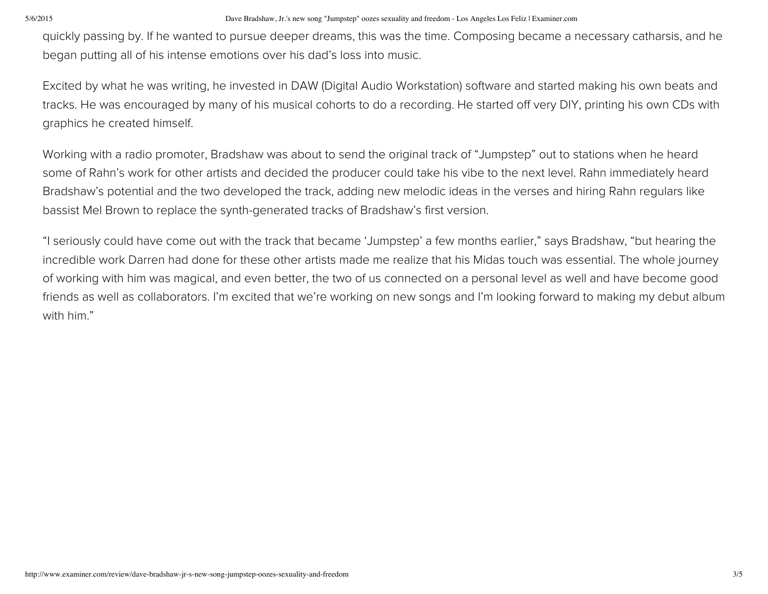quickly passing by. If he wanted to pursue deeper dreams, this was the time. Composing became a necessary catharsis, and he began putting all of his intense emotions over his dad's loss into music.

Excited by what he was writing, he invested in DAW (Digital Audio Workstation) software and started making his own beats and tracks. He was encouraged by many of his musical cohorts to do a recording. He started off very DIY, printing his own CDs with graphics he created himself.

Working with a radio promoter, Bradshaw was about to send the original track of "Jumpstep" out to stations when he heard some of Rahn's work for other artists and decided the producer could take his vibe to the next level. Rahn immediately heard Bradshaw's potential and the two developed the track, adding new melodic ideas in the verses and hiring Rahn regulars like bassist Mel Brown to replace the synth-generated tracks of Bradshaw's first version.

"I seriously could have come out with the track that became 'Jumpstep' a few months earlier," says Bradshaw, "but hearing the incredible work Darren had done for these other artists made me realize that his Midas touch was essential. The whole journey of working with him was magical, and even better, the two of us connected on a personal level as well and have become good friends as well as collaborators. I'm excited that we're working on new songs and I'm looking forward to making my debut album with him."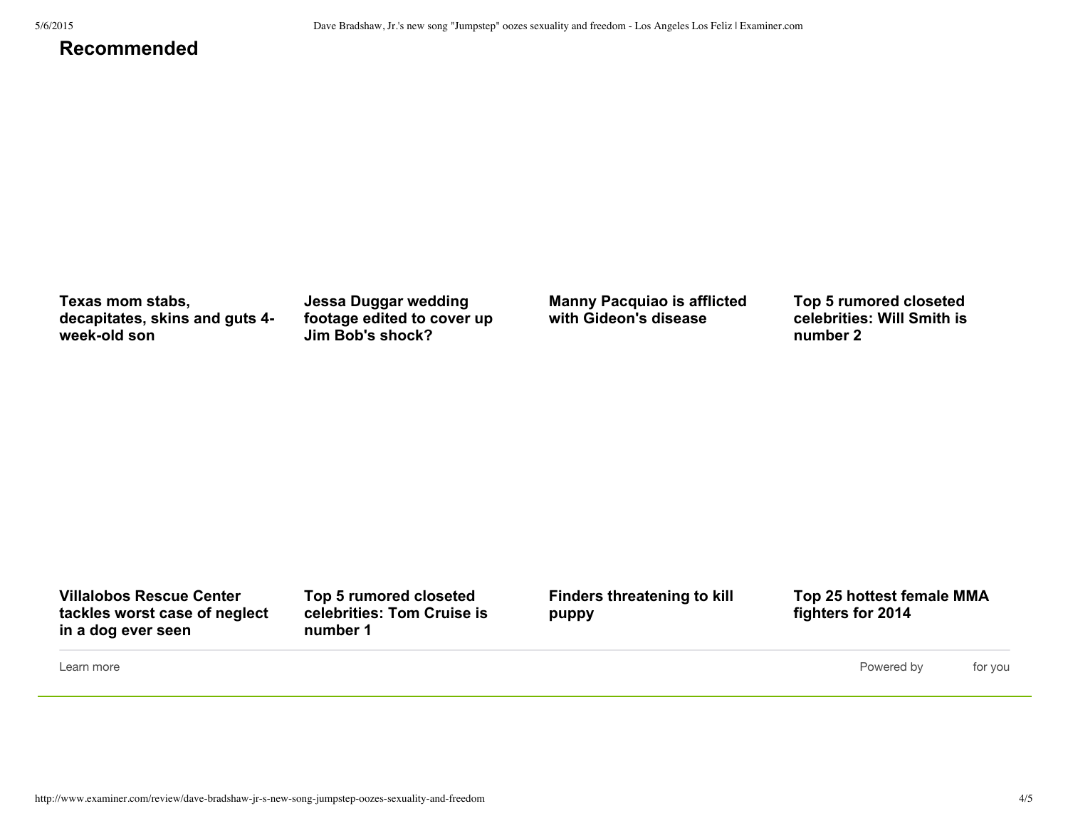## Recommended

**Texas mom stabs, decapitates, skins and guts 4-week-old son**

**Jessa Duggar wedding footage edited to cover up Jim Bob's shock?**

**Manny Pacquiao is afflicted with Gideon's disease**

**Top 5 rumored closeted celebrities: Will Smith is number 2**

**Villalobos Rescue Center tackles worst case of neglect in a dog ever seen**

**Top 5 rumored closeted celebrities: Tom Cruise is number 1**

**Finders threatening to kill puppy**

**Top 25 hottest female MMA fighters for 2014**

Learn more

Powered by for you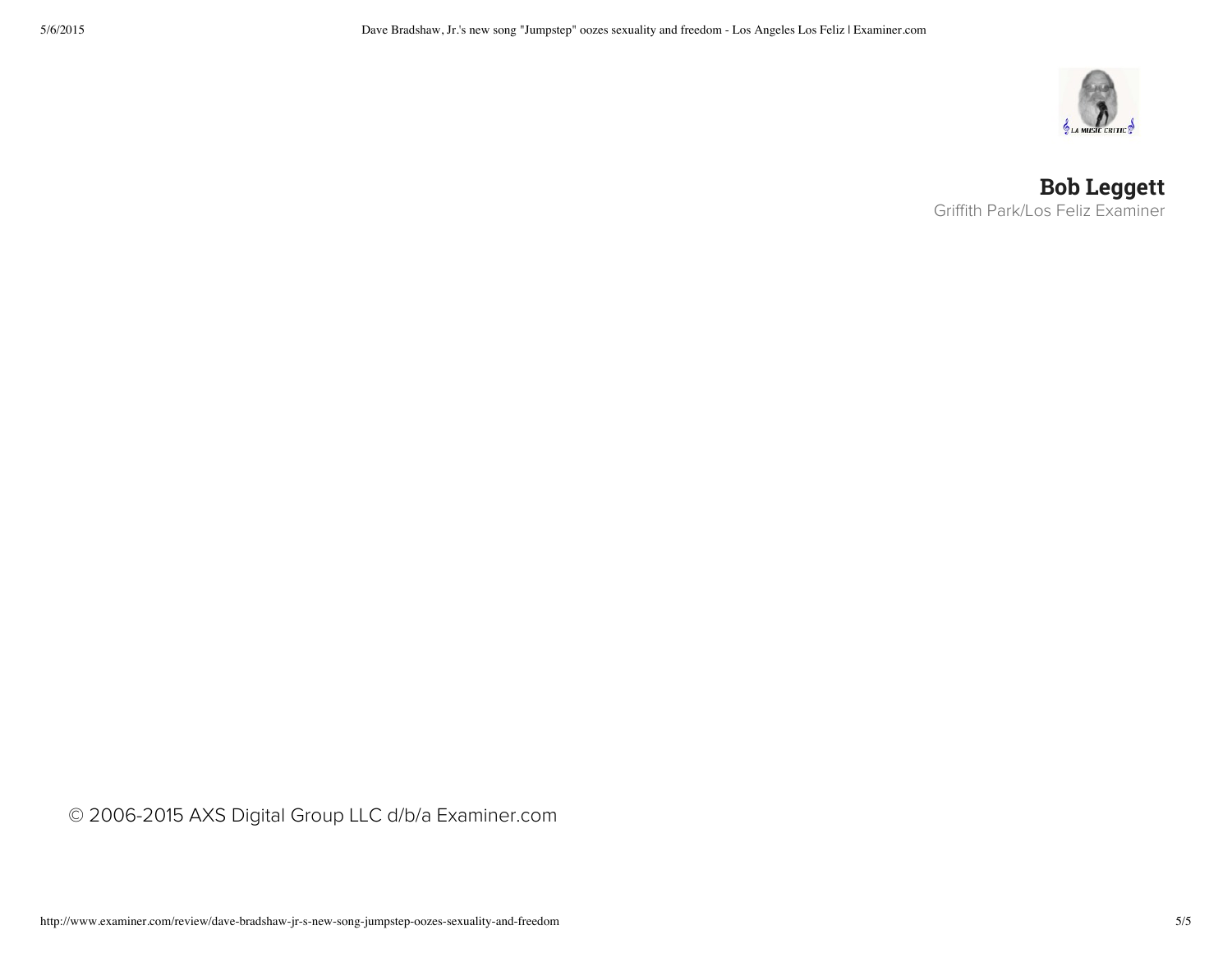**Bob Leggett**
Griffith Park/Los Feliz Examiner

© 2006-2015 AXS Digital Group LLC d/b/a Examiner.com